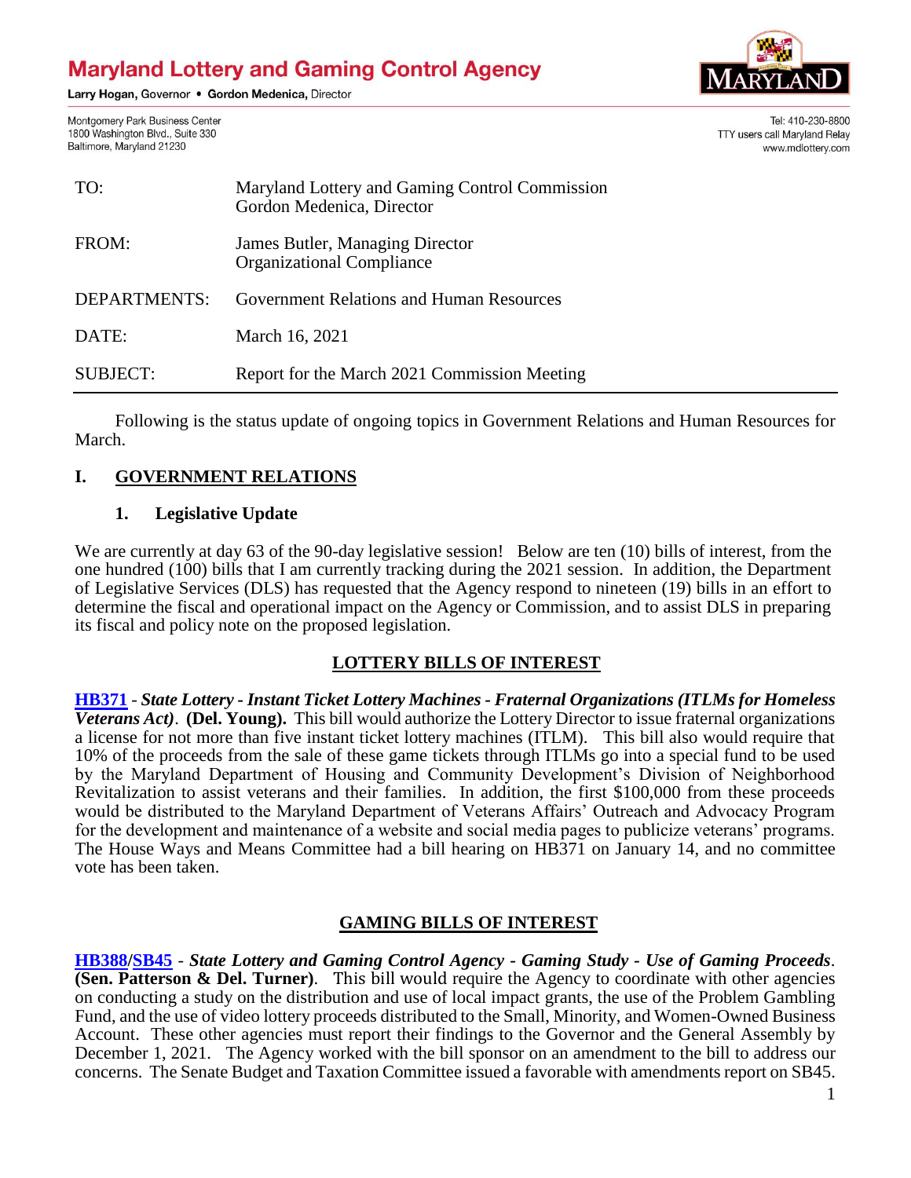# Maryland Lottery and Gaming Control Agency

**Larry Hogan, Governor • Gordon Medenica, Director**

Montgomery Park Business Center
1800 Washington Blvd., Suite 330
Baltimore, Maryland 21230

Tel: 410-230-8800
TTY users call Maryland Relay
www.mdlottery.com

| | |
|---|---|
| TO: | Maryland Lottery and Gaming Control Commission<br>Gordon Medenica, Director |
| FROM: | James Butler, Managing Director<br>Organizational Compliance |
| DEPARTMENTS: | Government Relations and Human Resources |
| DATE: | March 16, 2021 |
| SUBJECT: | Report for the March 2021 Commission Meeting |

Following is the status update of ongoing topics in Government Relations and Human Resources for March.

## I. GOVERNMENT RELATIONS

### 1. Legislative Update

We are currently at day 63 of the 90-day legislative session! Below are ten (10) bills of interest, from the one hundred (100) bills that I am currently tracking during the 2021 session. In addition, the Department of Legislative Services (DLS) has requested that the Agency respond to nineteen (19) bills in an effort to determine the fiscal and operational impact on the Agency or Commission, and to assist DLS in preparing its fiscal and policy note on the proposed legislation.

#### LOTTERY BILLS OF INTEREST

**HB371** - ***State Lottery - Instant Ticket Lottery Machines - Fraternal Organizations (ITLMs for Homeless Veterans Act)***. **(Del. Young).** This bill would authorize the Lottery Director to issue fraternal organizations a license for not more than five instant ticket lottery machines (ITLM). This bill also would require that 10% of the proceeds from the sale of these game tickets through ITLMs go into a special fund to be used by the Maryland Department of Housing and Community Development's Division of Neighborhood Revitalization to assist veterans and their families. In addition, the first $100,000 from these proceeds would be distributed to the Maryland Department of Veterans Affairs' Outreach and Advocacy Program for the development and maintenance of a website and social media pages to publicize veterans' programs. The House Ways and Means Committee had a bill hearing on HB371 on January 14, and no committee vote has been taken.

#### GAMING BILLS OF INTEREST

**HB388/SB45** - ***State Lottery and Gaming Control Agency - Gaming Study - Use of Gaming Proceeds***. **(Sen. Patterson & Del. Turner)**. This bill would require the Agency to coordinate with other agencies on conducting a study on the distribution and use of local impact grants, the use of the Problem Gambling Fund, and the use of video lottery proceeds distributed to the Small, Minority, and Women-Owned Business Account. These other agencies must report their findings to the Governor and the General Assembly by December 1, 2021. The Agency worked with the bill sponsor on an amendment to the bill to address our concerns. The Senate Budget and Taxation Committee issued a favorable with amendments report on SB45.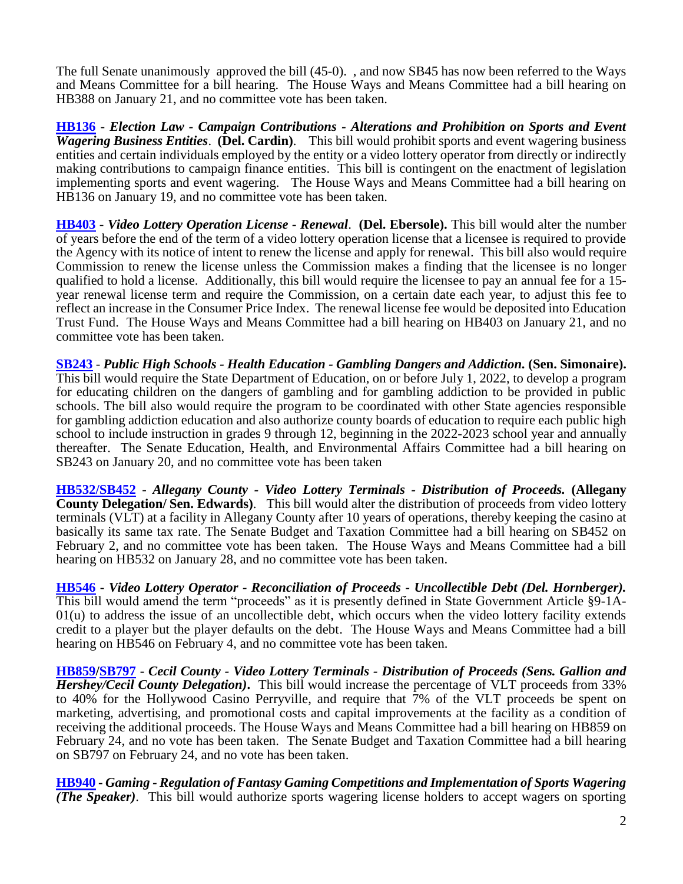The full Senate unanimously approved the bill (45-0). , and now SB45 has now been referred to the Ways and Means Committee for a bill hearing. The House Ways and Means Committee had a bill hearing on HB388 on January 21, and no committee vote has been taken.

**HB136** - ***Election Law - Campaign Contributions - Alterations and Prohibition on Sports and Event Wagering Business Entities*****. (Del. Cardin)**. This bill would prohibit sports and event wagering business entities and certain individuals employed by the entity or a video lottery operator from directly or indirectly making contributions to campaign finance entities. This bill is contingent on the enactment of legislation implementing sports and event wagering. The House Ways and Means Committee had a bill hearing on HB136 on January 19, and no committee vote has been taken.

**HB403** - ***Video Lottery Operation License - Renewal*****. (Del. Ebersole).** This bill would alter the number of years before the end of the term of a video lottery operation license that a licensee is required to provide the Agency with its notice of intent to renew the license and apply for renewal. This bill also would require Commission to renew the license unless the Commission makes a finding that the licensee is no longer qualified to hold a license. Additionally, this bill would require the licensee to pay an annual fee for a 15-year renewal license term and require the Commission, on a certain date each year, to adjust this fee to reflect an increase in the Consumer Price Index. The renewal license fee would be deposited into Education Trust Fund. The House Ways and Means Committee had a bill hearing on HB403 on January 21, and no committee vote has been taken.

**SB243** - ***Public High Schools - Health Education - Gambling Dangers and Addiction.* (Sen. Simonaire).** This bill would require the State Department of Education, on or before July 1, 2022, to develop a program for educating children on the dangers of gambling and for gambling addiction to be provided in public schools. The bill also would require the program to be coordinated with other State agencies responsible for gambling addiction education and also authorize county boards of education to require each public high school to include instruction in grades 9 through 12, beginning in the 2022-2023 school year and annually thereafter. The Senate Education, Health, and Environmental Affairs Committee had a bill hearing on SB243 on January 20, and no committee vote has been taken

**HB532/SB452** - ***Allegany County - Video Lottery Terminals - Distribution of Proceeds.* (Allegany County Delegation/ Sen. Edwards)**. This bill would alter the distribution of proceeds from video lottery terminals (VLT) at a facility in Allegany County after 10 years of operations, thereby keeping the casino at basically its same tax rate. The Senate Budget and Taxation Committee had a bill hearing on SB452 on February 2, and no committee vote has been taken. The House Ways and Means Committee had a bill hearing on HB532 on January 28, and no committee vote has been taken.

**HB546** - ***Video Lottery Operator - Reconciliation of Proceeds - Uncollectible Debt (Del. Hornberger).*** This bill would amend the term "proceeds" as it is presently defined in State Government Article §9-1A-01(u) to address the issue of an uncollectible debt, which occurs when the video lottery facility extends credit to a player but the player defaults on the debt. The House Ways and Means Committee had a bill hearing on HB546 on February 4, and no committee vote has been taken.

**HB859/SB797** - ***Cecil County - Video Lottery Terminals - Distribution of Proceeds (Sens. Gallion and Hershey/Cecil County Delegation)*****.** This bill would increase the percentage of VLT proceeds from 33% to 40% for the Hollywood Casino Perryville, and require that 7% of the VLT proceeds be spent on marketing, advertising, and promotional costs and capital improvements at the facility as a condition of receiving the additional proceeds. The House Ways and Means Committee had a bill hearing on HB859 on February 24, and no vote has been taken. The Senate Budget and Taxation Committee had a bill hearing on SB797 on February 24, and no vote has been taken.

**HB940** - ***Gaming - Regulation of Fantasy Gaming Competitions and Implementation of Sports Wagering (The Speaker)***. This bill would authorize sports wagering license holders to accept wagers on sporting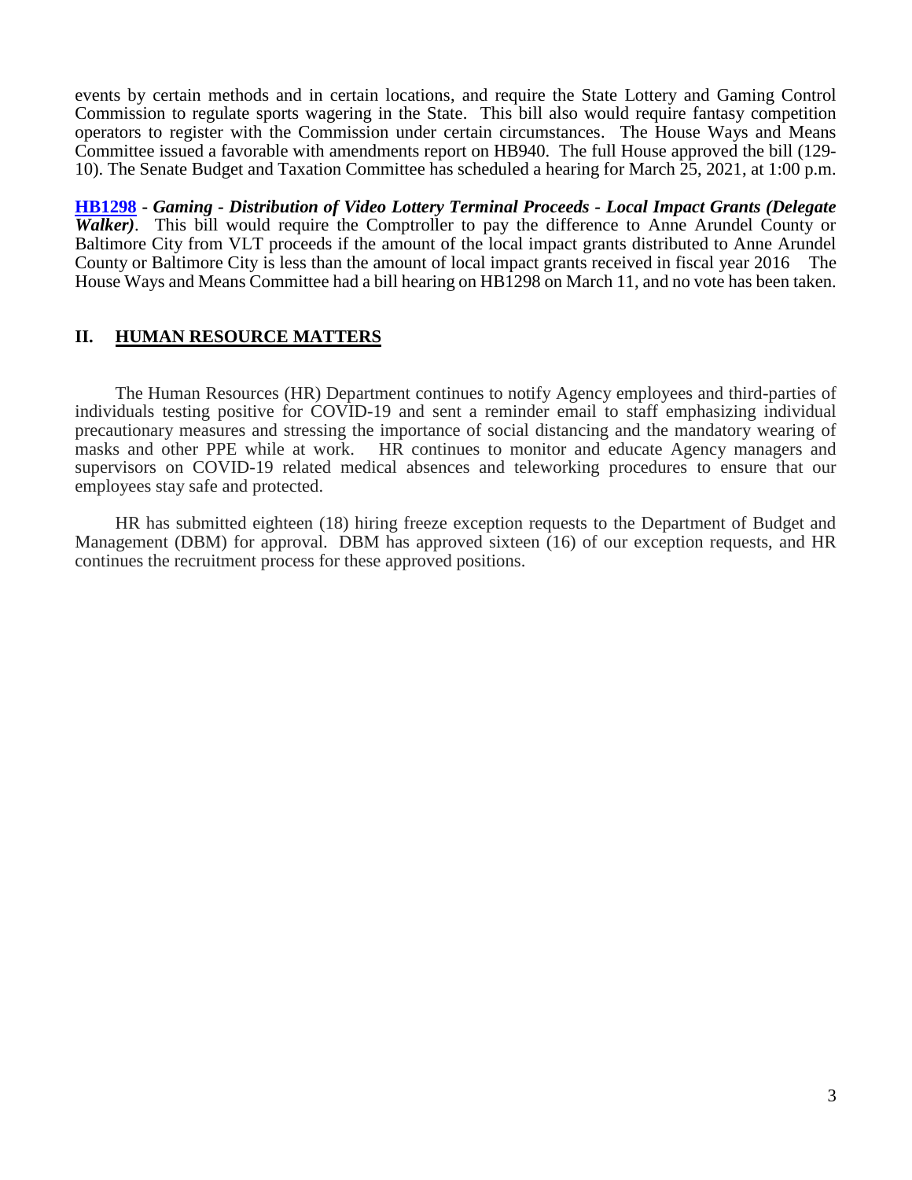events by certain methods and in certain locations, and require the State Lottery and Gaming Control Commission to regulate sports wagering in the State. This bill also would require fantasy competition operators to register with the Commission under certain circumstances. The House Ways and Means Committee issued a favorable with amendments report on HB940. The full House approved the bill (129-10). The Senate Budget and Taxation Committee has scheduled a hearing for March 25, 2021, at 1:00 p.m.

**HB1298** - ***Gaming - Distribution of Video Lottery Terminal Proceeds - Local Impact Grants (Delegate Walker)***. This bill would require the Comptroller to pay the difference to Anne Arundel County or Baltimore City from VLT proceeds if the amount of the local impact grants distributed to Anne Arundel County or Baltimore City is less than the amount of local impact grants received in fiscal year 2016 The House Ways and Means Committee had a bill hearing on HB1298 on March 11, and no vote has been taken.

## II. HUMAN RESOURCE MATTERS

The Human Resources (HR) Department continues to notify Agency employees and third-parties of individuals testing positive for COVID-19 and sent a reminder email to staff emphasizing individual precautionary measures and stressing the importance of social distancing and the mandatory wearing of masks and other PPE while at work. HR continues to monitor and educate Agency managers and supervisors on COVID-19 related medical absences and teleworking procedures to ensure that our employees stay safe and protected.

HR has submitted eighteen (18) hiring freeze exception requests to the Department of Budget and Management (DBM) for approval. DBM has approved sixteen (16) of our exception requests, and HR continues the recruitment process for these approved positions.